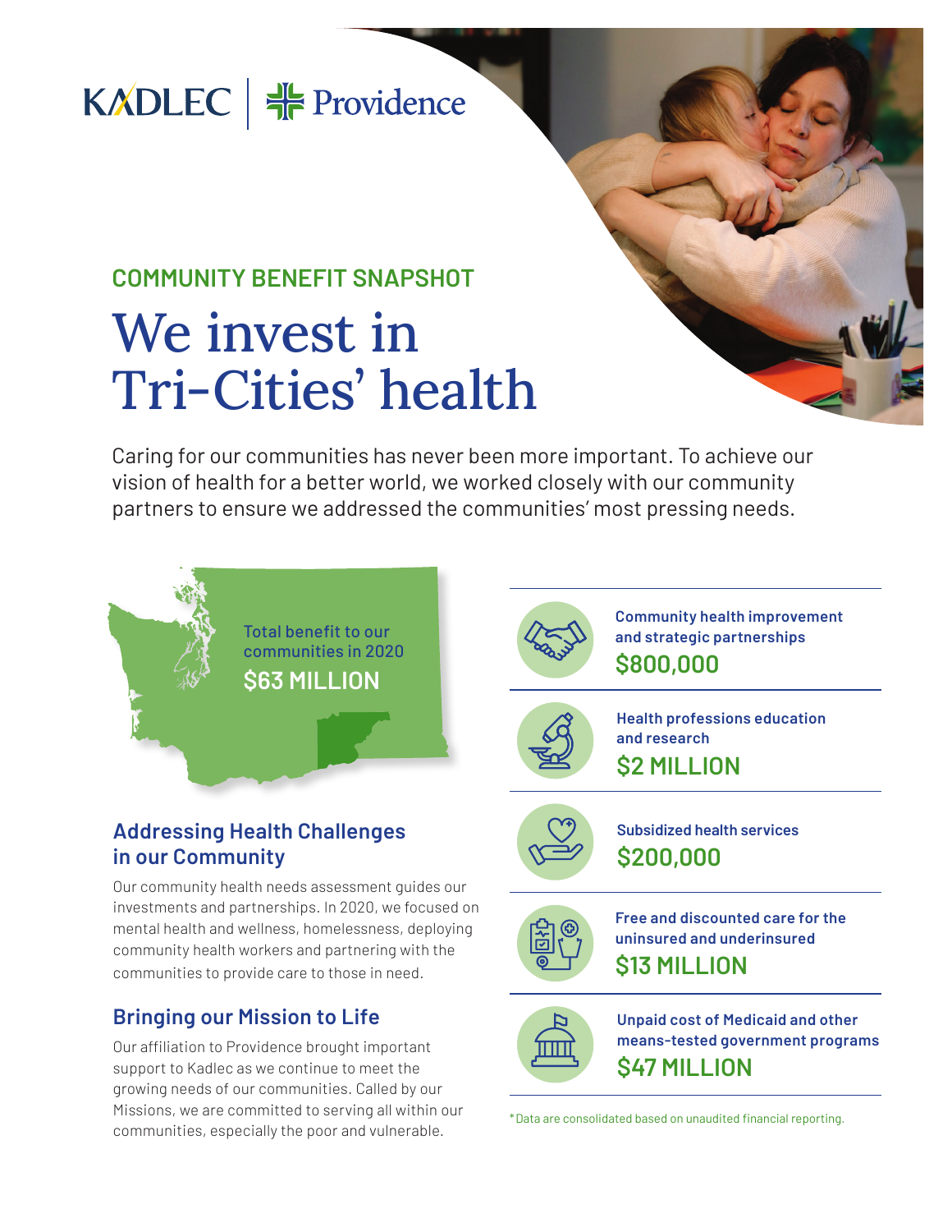KADLEC | Providence

COMMUNITY BENEFIT SNAPSHOT

# We invest in Tri-Cities' health

Caring for our communities has never been more important. To achieve our vision of health for a better world, we worked closely with our community partners to ensure we addressed the communities' most pressing needs.

Total benefit to our communities in 2020

**$63 MILLION**

## Addressing Health Challenges in our Community

Our community health needs assessment guides our investments and partnerships. In 2020, we focused on mental health and wellness, homelessness, deploying community health workers and partnering with the communities to provide care to those in need.

## Bringing our Mission to Life

Our affiliation to Providence brought important support to Kadlec as we continue to meet the growing needs of our communities. Called by our Missions, we are committed to serving all within our communities, especially the poor and vulnerable.

**Community health improvement and strategic partnerships**
**$800,000**

**Health professions education and research**
**$2 MILLION**

**Subsidized health services**
**$200,000**

**Free and discounted care for the uninsured and underinsured**
**$13 MILLION**

**Unpaid cost of Medicaid and other means-tested government programs**
**$47 MILLION**

*Data are consolidated based on unaudited financial reporting.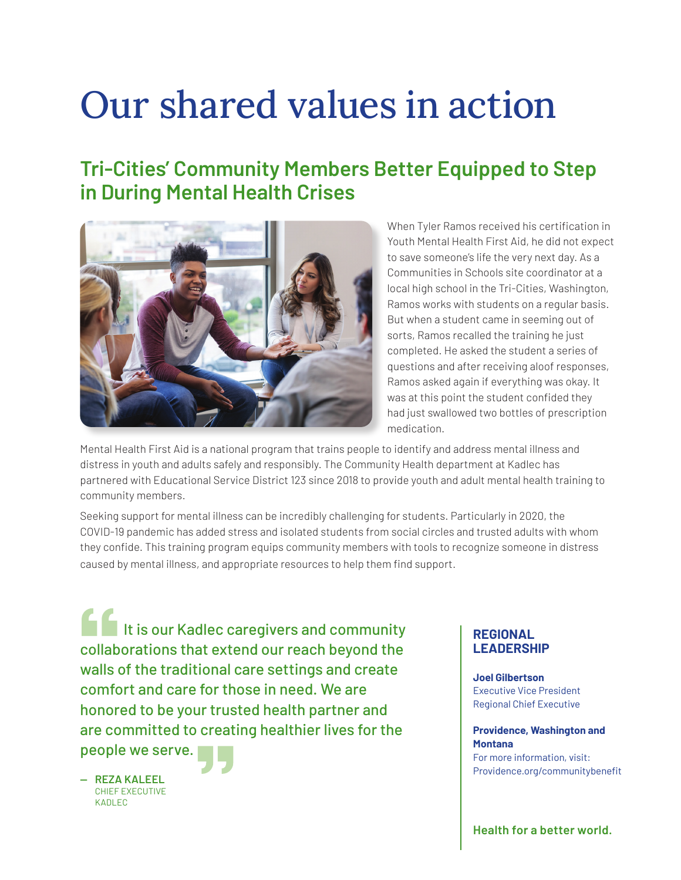# Our shared values in action

## Tri-Cities' Community Members Better Equipped to Step in During Mental Health Crises

When Tyler Ramos received his certification in Youth Mental Health First Aid, he did not expect to save someone's life the very next day. As a Communities in Schools site coordinator at a local high school in the Tri-Cities, Washington, Ramos works with students on a regular basis. But when a student came in seeming out of sorts, Ramos recalled the training he just completed. He asked the student a series of questions and after receiving aloof responses, Ramos asked again if everything was okay. It was at this point the student confided they had just swallowed two bottles of prescription medication.

Mental Health First Aid is a national program that trains people to identify and address mental illness and distress in youth and adults safely and responsibly. The Community Health department at Kadlec has partnered with Educational Service District 123 since 2018 to provide youth and adult mental health training to community members.

Seeking support for mental illness can be incredibly challenging for students. Particularly in 2020, the COVID-19 pandemic has added stress and isolated students from social circles and trusted adults with whom they confide. This training program equips community members with tools to recognize someone in distress caused by mental illness, and appropriate resources to help them find support.

> "It is our Kadlec caregivers and community collaborations that extend our reach beyond the walls of the traditional care settings and create comfort and care for those in need. We are honored to be your trusted health partner and are committed to creating healthier lives for the people we serve."
>
> — **REZA KALEEL**
> CHIEF EXECUTIVE
> KADLEC

### REGIONAL LEADERSHIP

**Joel Gilbertson**
Executive Vice President
Regional Chief Executive

**Providence, Washington and Montana**
For more information, visit:
Providence.org/communitybenefit

**Health for a better world.**